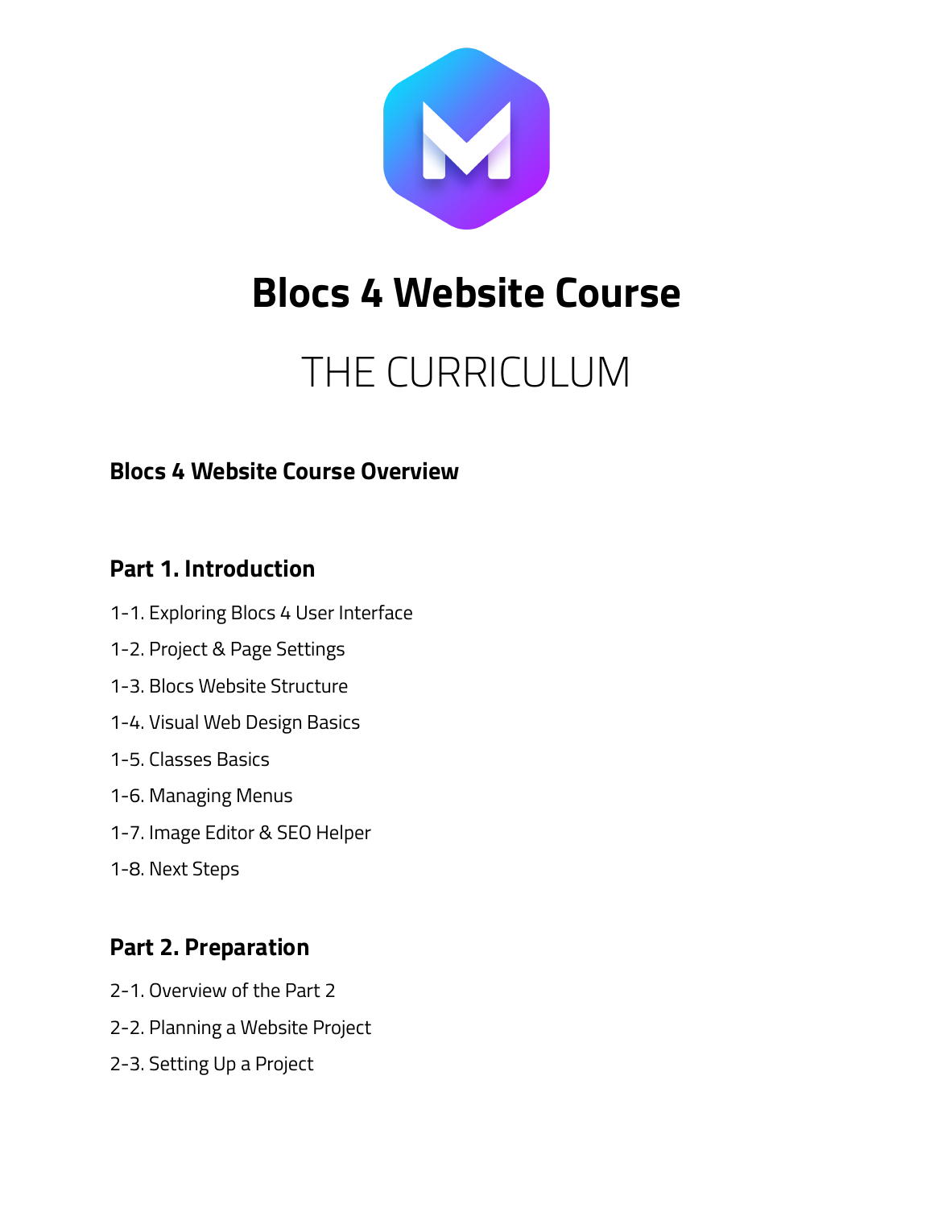# Blocs 4 Website Course

## THE CURRICULUM

### Blocs 4 Website Course Overview

### Part 1. Introduction

1-1. Exploring Blocs 4 User Interface

1-2. Project & Page Settings

1-3. Blocs Website Structure

1-4. Visual Web Design Basics

1-5. Classes Basics

1-6. Managing Menus

1-7. Image Editor & SEO Helper

1-8. Next Steps

### Part 2. Preparation

2-1. Overview of the Part 2

2-2. Planning a Website Project

2-3. Setting Up a Project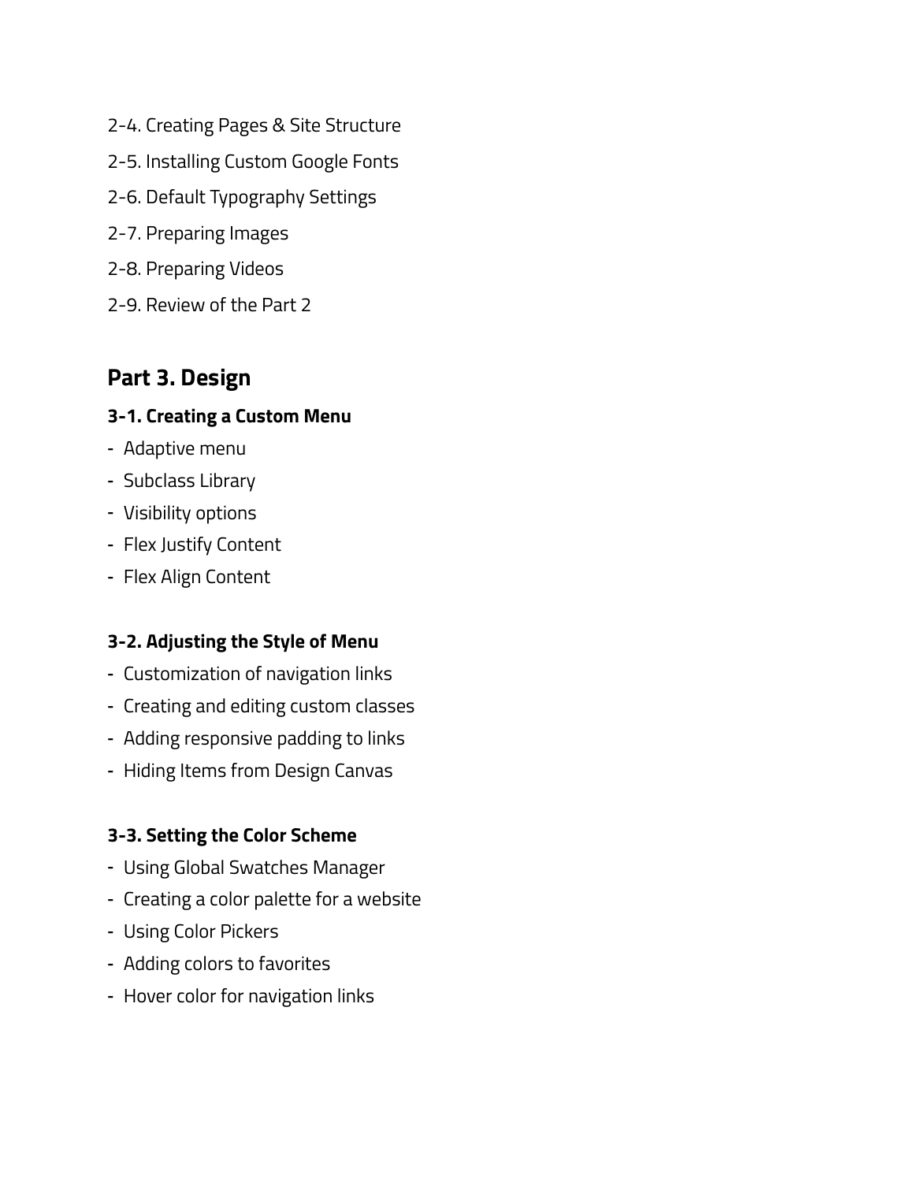2-4. Creating Pages & Site Structure

2-5. Installing Custom Google Fonts

2-6. Default Typography Settings

2-7. Preparing Images

2-8. Preparing Videos

2-9. Review of the Part 2

## Part 3. Design

### 3-1. Creating a Custom Menu

- Adaptive menu
- Subclass Library
- Visibility options
- Flex Justify Content
- Flex Align Content

### 3-2. Adjusting the Style of Menu

- Customization of navigation links
- Creating and editing custom classes
- Adding responsive padding to links
- Hiding Items from Design Canvas

### 3-3. Setting the Color Scheme

- Using Global Swatches Manager
- Creating a color palette for a website
- Using Color Pickers
- Adding colors to favorites
- Hover color for navigation links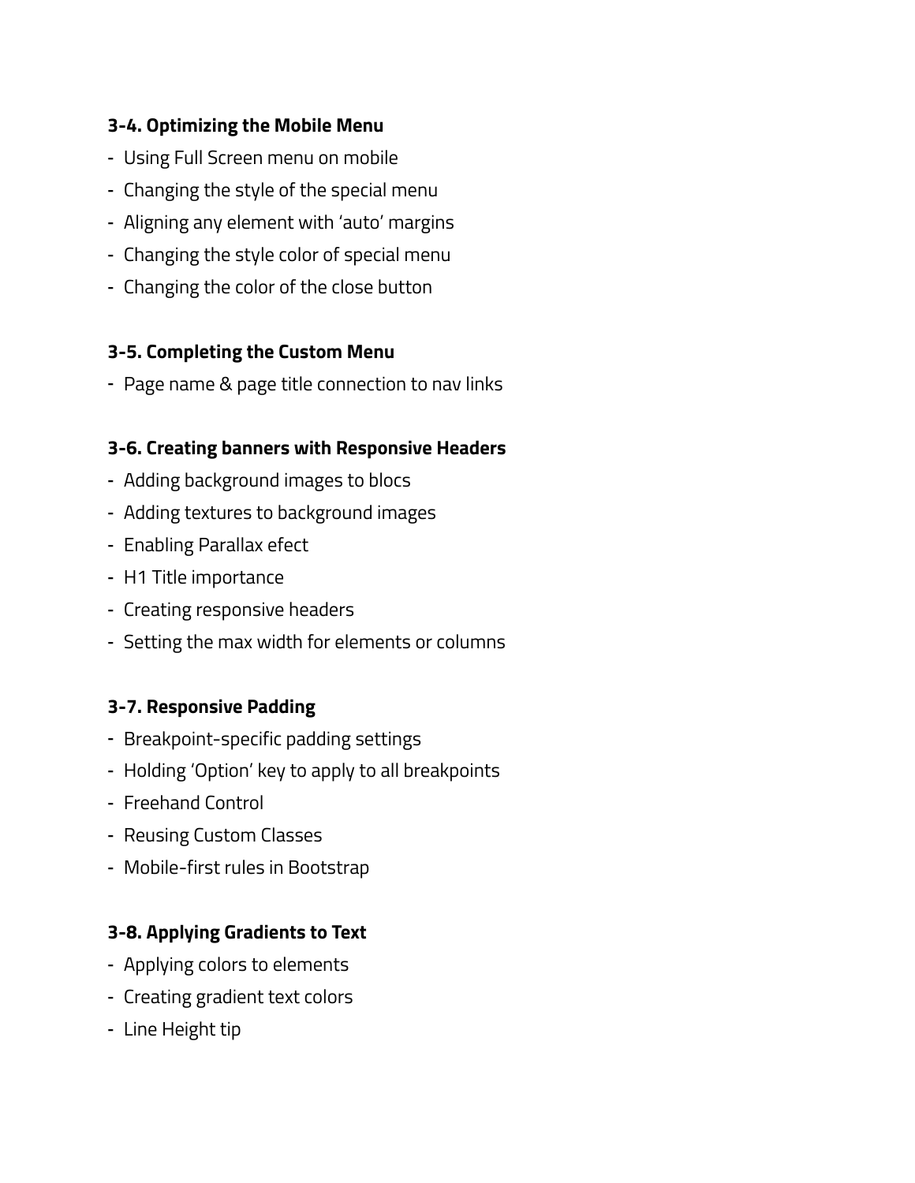**3-4. Optimizing the Mobile Menu**

- Using Full Screen menu on mobile
- Changing the style of the special menu
- Aligning any element with 'auto' margins
- Changing the style color of special menu
- Changing the color of the close button

**3-5. Completing the Custom Menu**

- Page name & page title connection to nav links

**3-6. Creating banners with Responsive Headers**

- Adding background images to blocs
- Adding textures to background images
- Enabling Parallax efect
- H1 Title importance
- Creating responsive headers
- Setting the max width for elements or columns

**3-7. Responsive Padding**

- Breakpoint-specific padding settings
- Holding 'Option' key to apply to all breakpoints
- Freehand Control
- Reusing Custom Classes
- Mobile-first rules in Bootstrap

**3-8. Applying Gradients to Text**

- Applying colors to elements
- Creating gradient text colors
- Line Height tip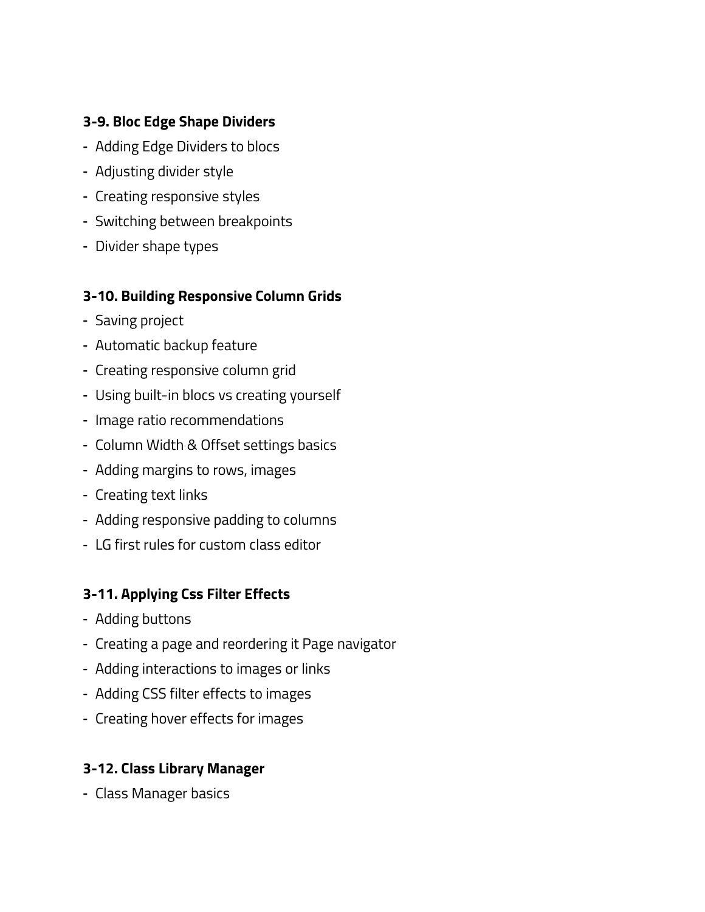**3-9. Bloc Edge Shape Dividers**

- Adding Edge Dividers to blocs
- Adjusting divider style
- Creating responsive styles
- Switching between breakpoints
- Divider shape types

**3-10. Building Responsive Column Grids**

- Saving project
- Automatic backup feature
- Creating responsive column grid
- Using built-in blocs vs creating yourself
- Image ratio recommendations
- Column Width & Offset settings basics
- Adding margins to rows, images
- Creating text links
- Adding responsive padding to columns
- LG first rules for custom class editor

**3-11. Applying Css Filter Effects**

- Adding buttons
- Creating a page and reordering it Page navigator
- Adding interactions to images or links
- Adding CSS filter effects to images
- Creating hover effects for images

**3-12. Class Library Manager**

- Class Manager basics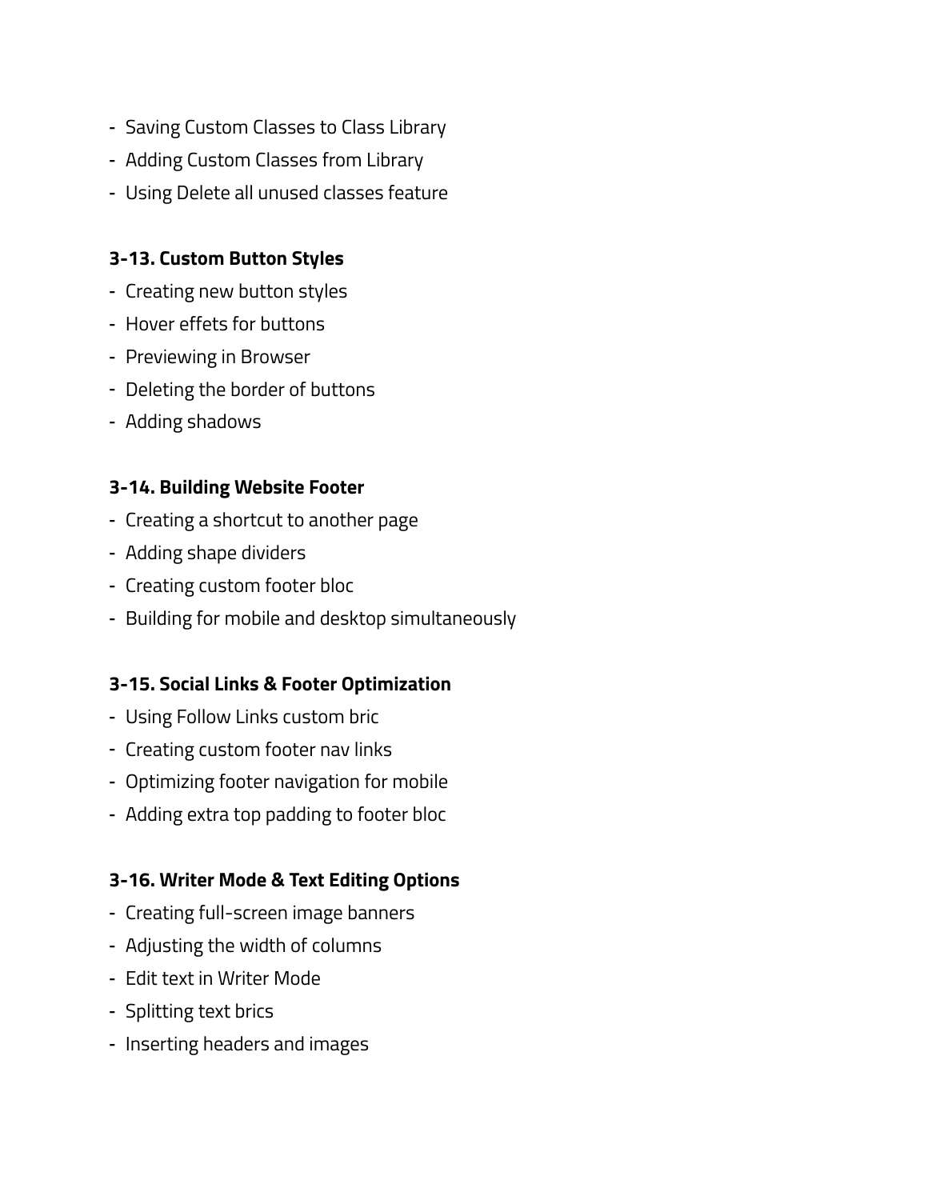- Saving Custom Classes to Class Library
- Adding Custom Classes from Library
- Using Delete all unused classes feature

**3-13. Custom Button Styles**

- Creating new button styles
- Hover effets for buttons
- Previewing in Browser
- Deleting the border of buttons
- Adding shadows

**3-14. Building Website Footer**

- Creating a shortcut to another page
- Adding shape dividers
- Creating custom footer bloc
- Building for mobile and desktop simultaneously

**3-15. Social Links & Footer Optimization**

- Using Follow Links custom bric
- Creating custom footer nav links
- Optimizing footer navigation for mobile
- Adding extra top padding to footer bloc

**3-16. Writer Mode & Text Editing Options**

- Creating full-screen image banners
- Adjusting the width of columns
- Edit text in Writer Mode
- Splitting text brics
- Inserting headers and images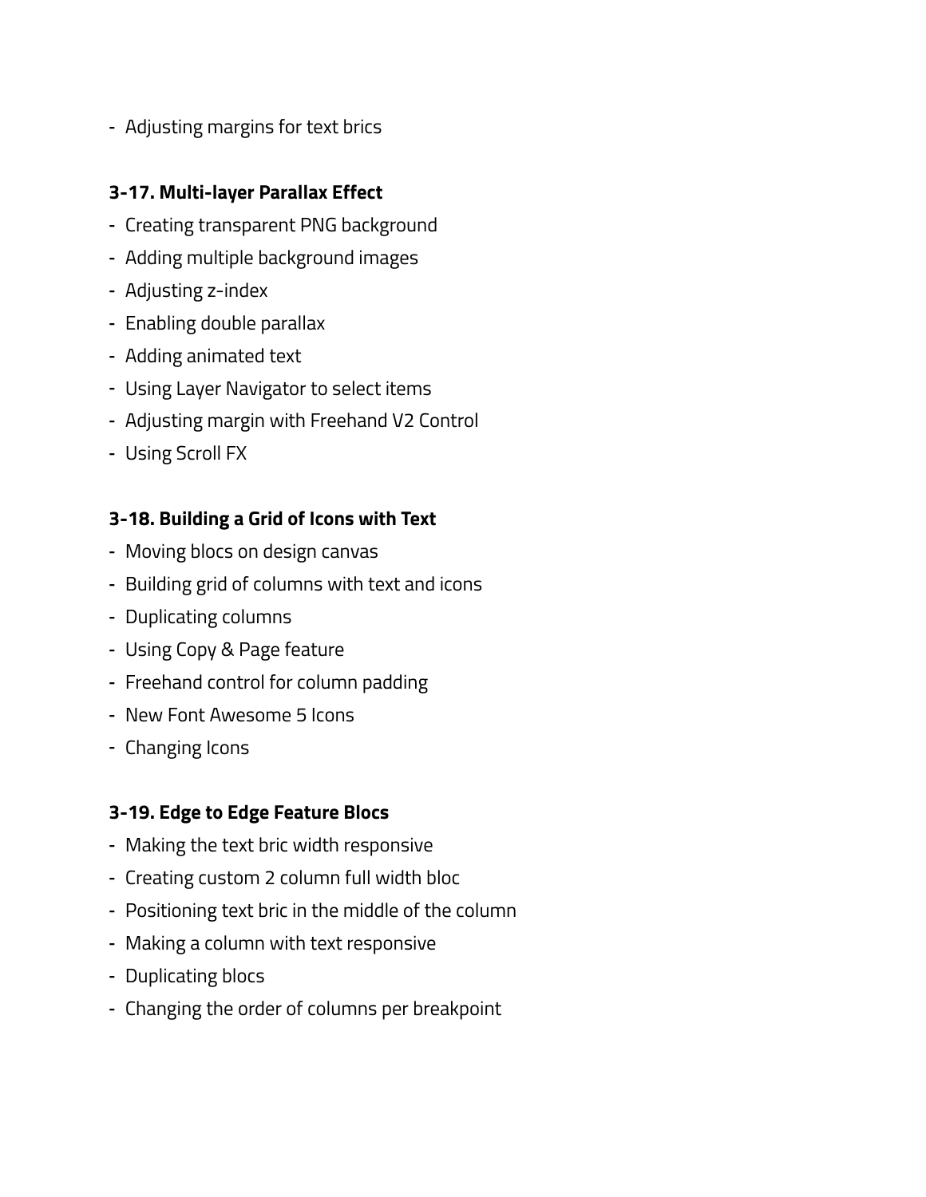- Adjusting margins for text brics

**3-17. Multi-layer Parallax Effect**

- Creating transparent PNG background
- Adding multiple background images
- Adjusting z-index
- Enabling double parallax
- Adding animated text
- Using Layer Navigator to select items
- Adjusting margin with Freehand V2 Control
- Using Scroll FX

**3-18. Building a Grid of Icons with Text**

- Moving blocs on design canvas
- Building grid of columns with text and icons
- Duplicating columns
- Using Copy & Page feature
- Freehand control for column padding
- New Font Awesome 5 Icons
- Changing Icons

**3-19. Edge to Edge Feature Blocs**

- Making the text bric width responsive
- Creating custom 2 column full width bloc
- Positioning text bric in the middle of the column
- Making a column with text responsive
- Duplicating blocs
- Changing the order of columns per breakpoint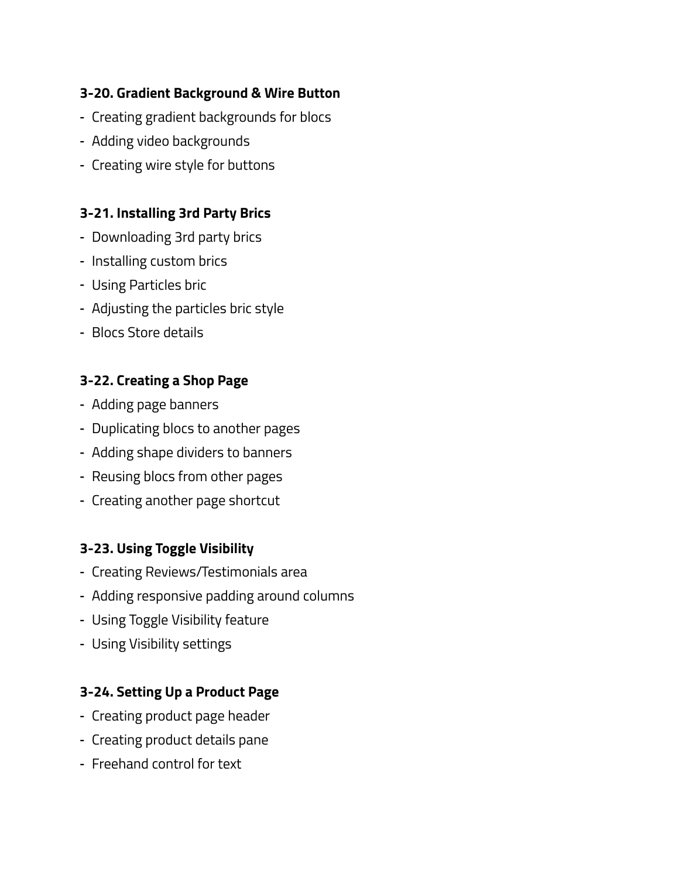**3-20. Gradient Background & Wire Button**

- Creating gradient backgrounds for blocs
- Adding video backgrounds
- Creating wire style for buttons

**3-21. Installing 3rd Party Brics**

- Downloading 3rd party brics
- Installing custom brics
- Using Particles bric
- Adjusting the particles bric style
- Blocs Store details

**3-22. Creating a Shop Page**

- Adding page banners
- Duplicating blocs to another pages
- Adding shape dividers to banners
- Reusing blocs from other pages
- Creating another page shortcut

**3-23. Using Toggle Visibility**

- Creating Reviews/Testimonials area
- Adding responsive padding around columns
- Using Toggle Visibility feature
- Using Visibility settings

**3-24. Setting Up a Product Page**

- Creating product page header
- Creating product details pane
- Freehand control for text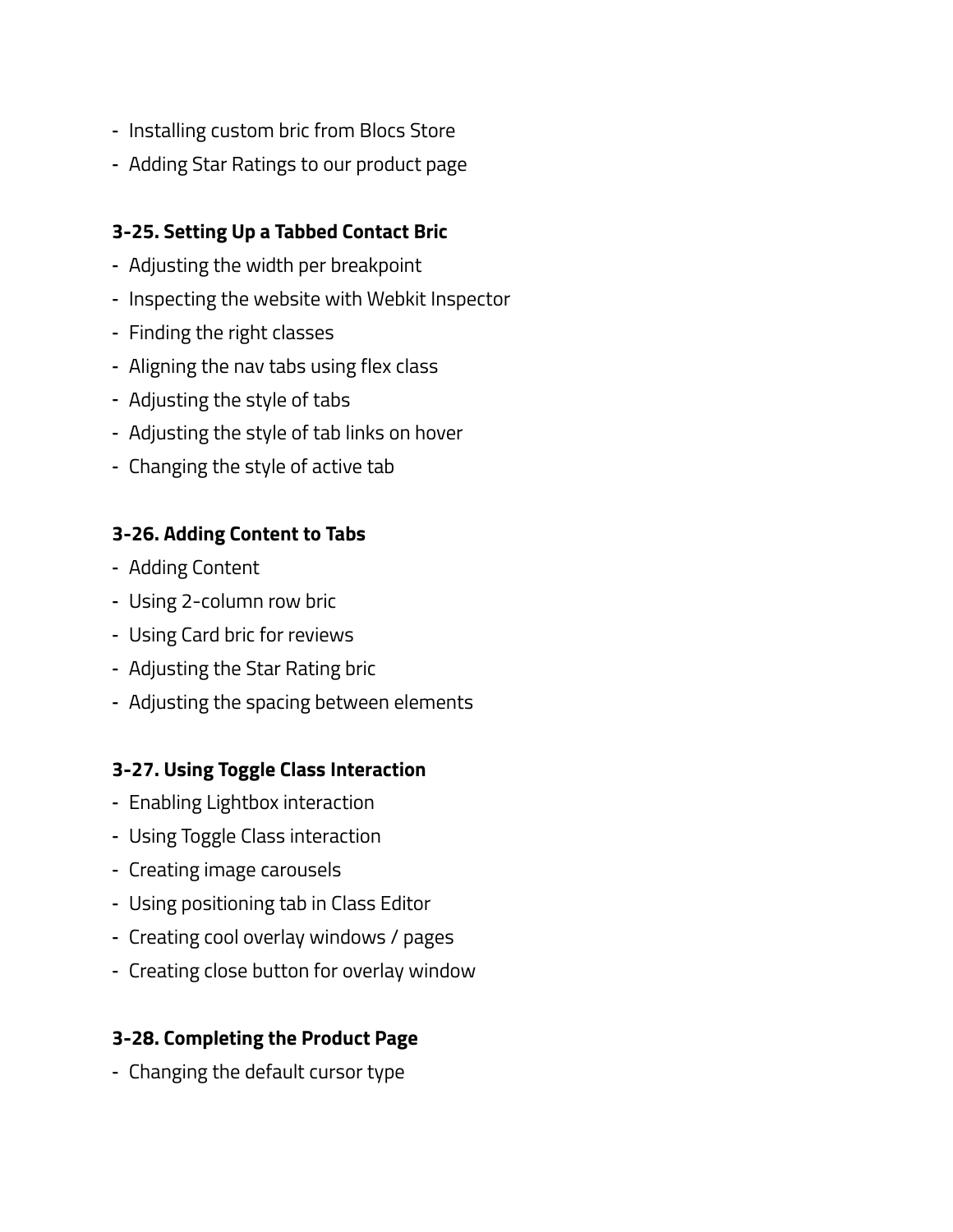- Installing custom bric from Blocs Store
- Adding Star Ratings to our product page

**3-25. Setting Up a Tabbed Contact Bric**

- Adjusting the width per breakpoint
- Inspecting the website with Webkit Inspector
- Finding the right classes
- Aligning the nav tabs using flex class
- Adjusting the style of tabs
- Adjusting the style of tab links on hover
- Changing the style of active tab

**3-26. Adding Content to Tabs**

- Adding Content
- Using 2-column row bric
- Using Card bric for reviews
- Adjusting the Star Rating bric
- Adjusting the spacing between elements

**3-27. Using Toggle Class Interaction**

- Enabling Lightbox interaction
- Using Toggle Class interaction
- Creating image carousels
- Using positioning tab in Class Editor
- Creating cool overlay windows / pages
- Creating close button for overlay window

**3-28. Completing the Product Page**

- Changing the default cursor type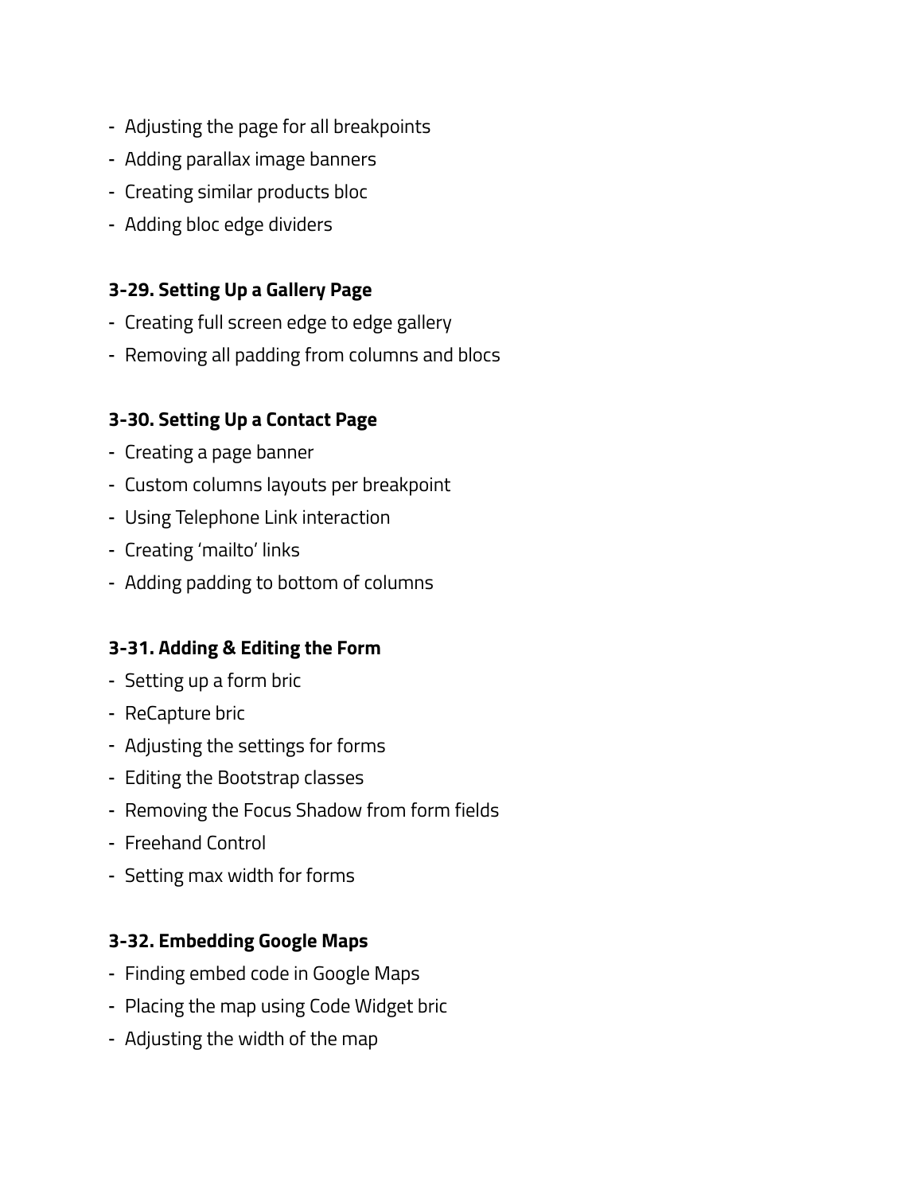- Adjusting the page for all breakpoints
- Adding parallax image banners
- Creating similar products bloc
- Adding bloc edge dividers

**3-29. Setting Up a Gallery Page**

- Creating full screen edge to edge gallery
- Removing all padding from columns and blocs

**3-30. Setting Up a Contact Page**

- Creating a page banner
- Custom columns layouts per breakpoint
- Using Telephone Link interaction
- Creating 'mailto' links
- Adding padding to bottom of columns

**3-31. Adding & Editing the Form**

- Setting up a form bric
- ReCapture bric
- Adjusting the settings for forms
- Editing the Bootstrap classes
- Removing the Focus Shadow from form fields
- Freehand Control
- Setting max width for forms

**3-32. Embedding Google Maps**

- Finding embed code in Google Maps
- Placing the map using Code Widget bric
- Adjusting the width of the map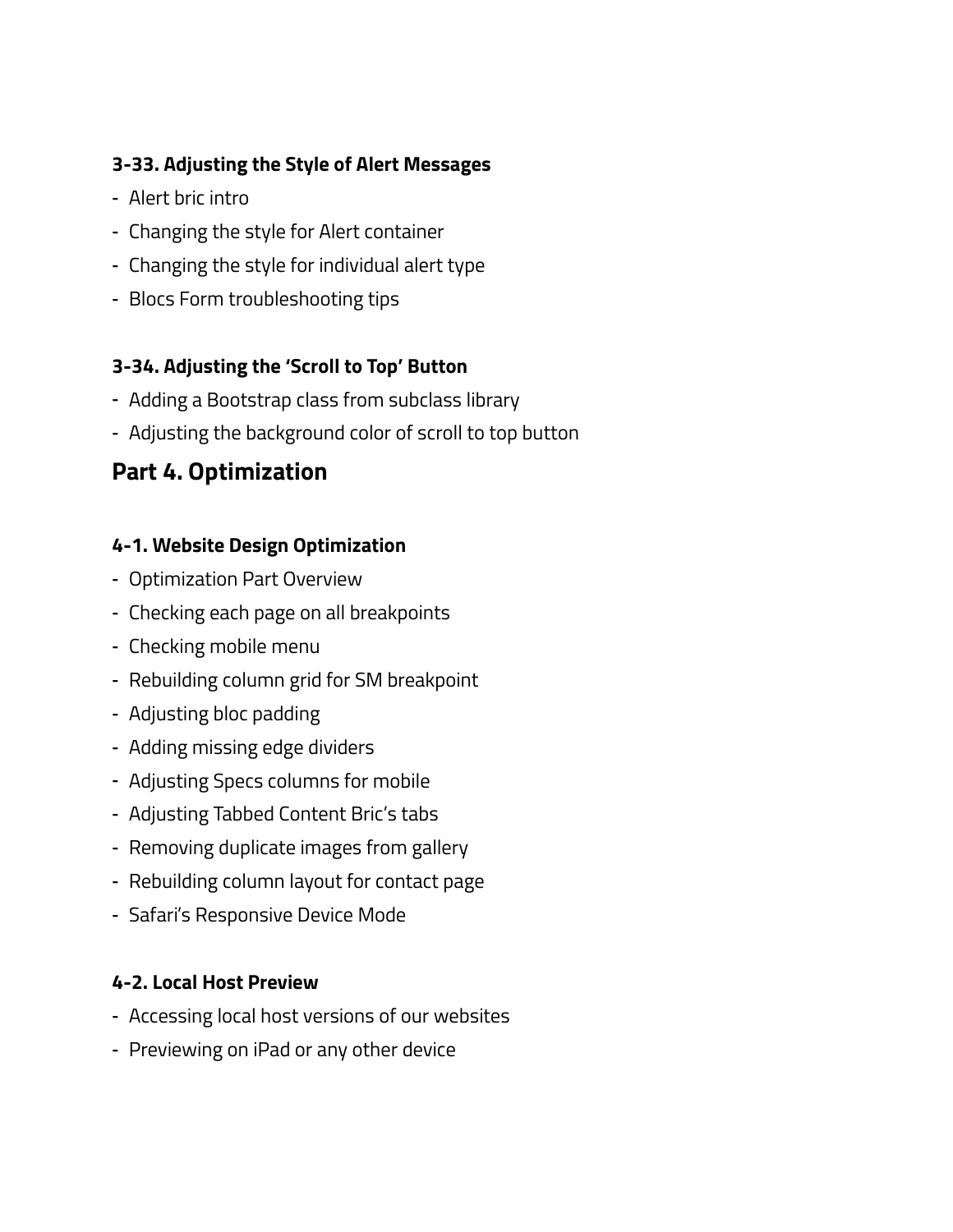### 3-33. Adjusting the Style of Alert Messages

- Alert bric intro
- Changing the style for Alert container
- Changing the style for individual alert type
- Blocs Form troubleshooting tips

### 3-34. Adjusting the 'Scroll to Top' Button

- Adding a Bootstrap class from subclass library
- Adjusting the background color of scroll to top button

## Part 4. Optimization

### 4-1. Website Design Optimization

- Optimization Part Overview
- Checking each page on all breakpoints
- Checking mobile menu
- Rebuilding column grid for SM breakpoint
- Adjusting bloc padding
- Adding missing edge dividers
- Adjusting Specs columns for mobile
- Adjusting Tabbed Content Bric's tabs
- Removing duplicate images from gallery
- Rebuilding column layout for contact page
- Safari's Responsive Device Mode

### 4-2. Local Host Preview

- Accessing local host versions of our websites
- Previewing on iPad or any other device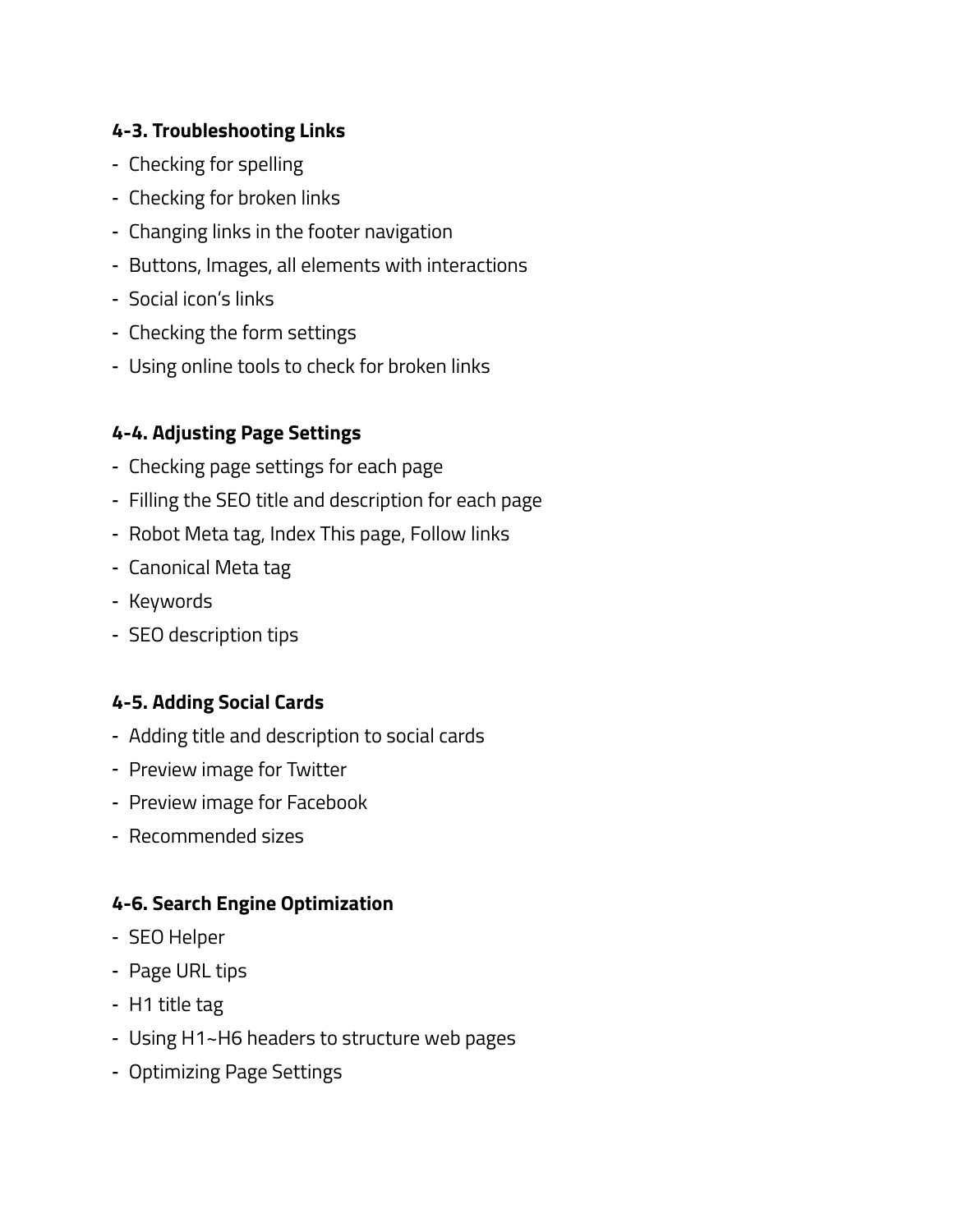**4-3. Troubleshooting Links**

- Checking for spelling
- Checking for broken links
- Changing links in the footer navigation
- Buttons, Images, all elements with interactions
- Social icon's links
- Checking the form settings
- Using online tools to check for broken links

**4-4. Adjusting Page Settings**

- Checking page settings for each page
- Filling the SEO title and description for each page
- Robot Meta tag, Index This page, Follow links
- Canonical Meta tag
- Keywords
- SEO description tips

**4-5. Adding Social Cards**

- Adding title and description to social cards
- Preview image for Twitter
- Preview image for Facebook
- Recommended sizes

**4-6. Search Engine Optimization**

- SEO Helper
- Page URL tips
- H1 title tag
- Using H1~H6 headers to structure web pages
- Optimizing Page Settings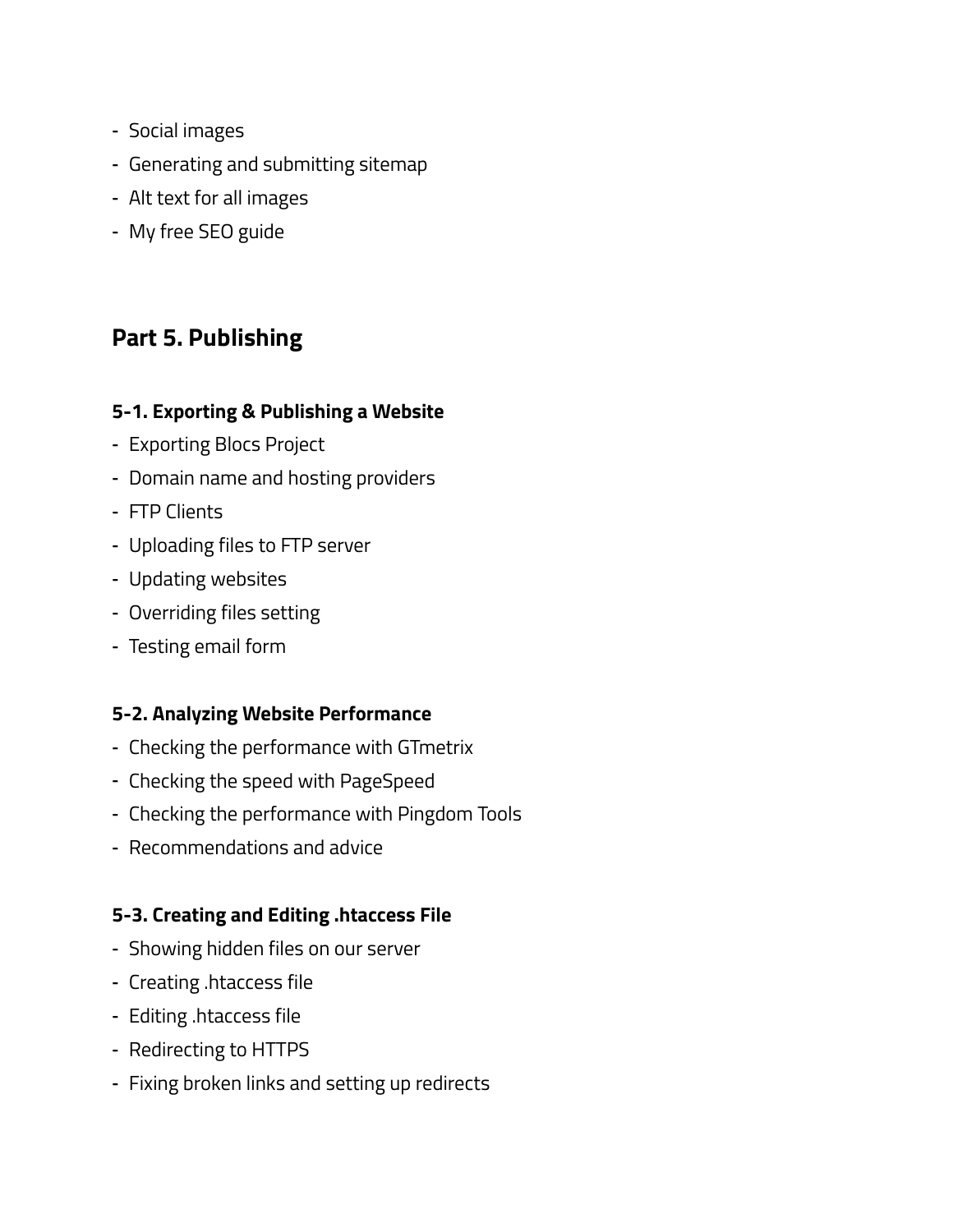- Social images
- Generating and submitting sitemap
- Alt text for all images
- My free SEO guide

## Part 5. Publishing

### 5-1. Exporting & Publishing a Website

- Exporting Blocs Project
- Domain name and hosting providers
- FTP Clients
- Uploading files to FTP server
- Updating websites
- Overriding files setting
- Testing email form

### 5-2. Analyzing Website Performance

- Checking the performance with GTmetrix
- Checking the speed with PageSpeed
- Checking the performance with Pingdom Tools
- Recommendations and advice

### 5-3. Creating and Editing .htaccess File

- Showing hidden files on our server
- Creating .htaccess file
- Editing .htaccess file
- Redirecting to HTTPS
- Fixing broken links and setting up redirects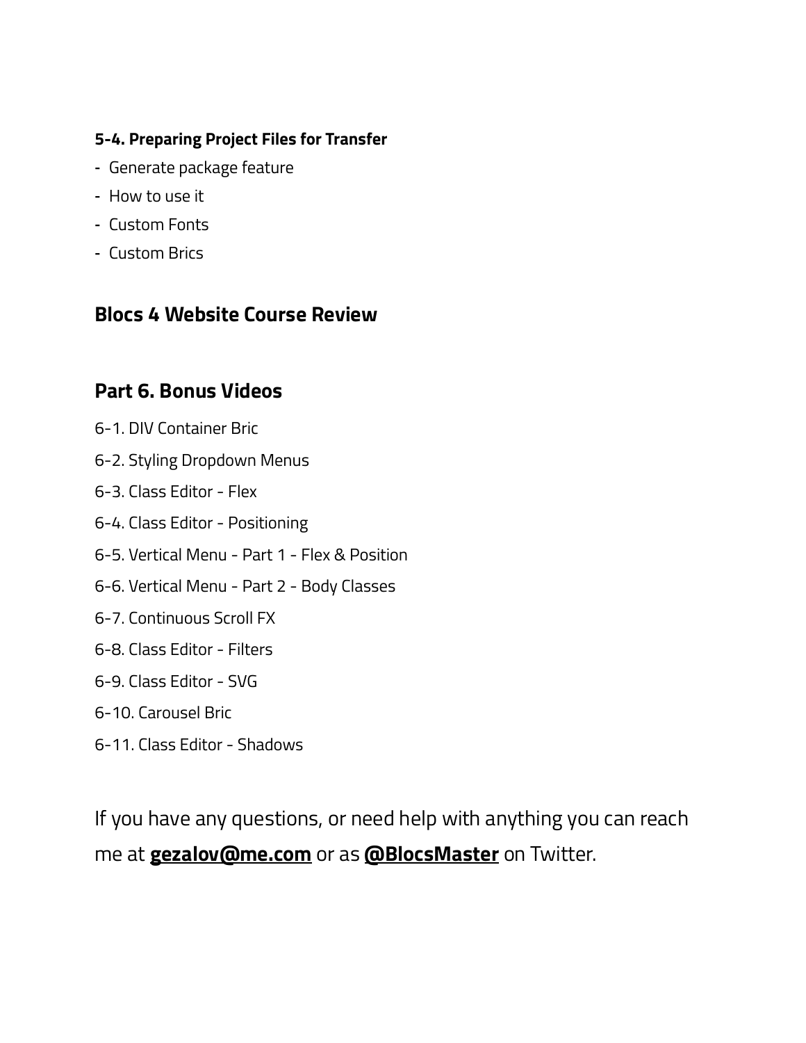**5-4. Preparing Project Files for Transfer**

- Generate package feature
- How to use it
- Custom Fonts
- Custom Brics

## Blocs 4 Website Course Review

## Part 6. Bonus Videos

6-1. DIV Container Bric

6-2. Styling Dropdown Menus

6-3. Class Editor - Flex

6-4. Class Editor - Positioning

6-5. Vertical Menu - Part 1 - Flex & Position

6-6. Vertical Menu - Part 2 - Body Classes

6-7. Continuous Scroll FX

6-8. Class Editor - Filters

6-9. Class Editor - SVG

6-10. Carousel Bric

6-11. Class Editor - Shadows

If you have any questions, or need help with anything you can reach me at **gezalov@me.com** or as **@BlocsMaster** on Twitter.